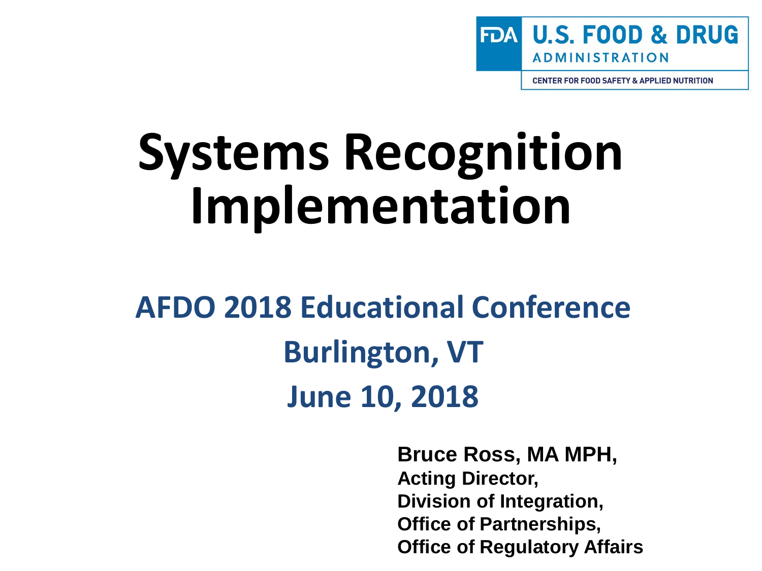FDA U.S. FOOD & DRUG ADMINISTRATION

CENTER FOR FOOD SAFETY & APPLIED NUTRITION

# Systems Recognition Implementation

## AFDO 2018 Educational Conference

## Burlington, VT

## June 10, 2018

**Bruce Ross, MA MPH,**
**Acting Director,**
**Division of Integration,**
**Office of Partnerships,**
**Office of Regulatory Affairs**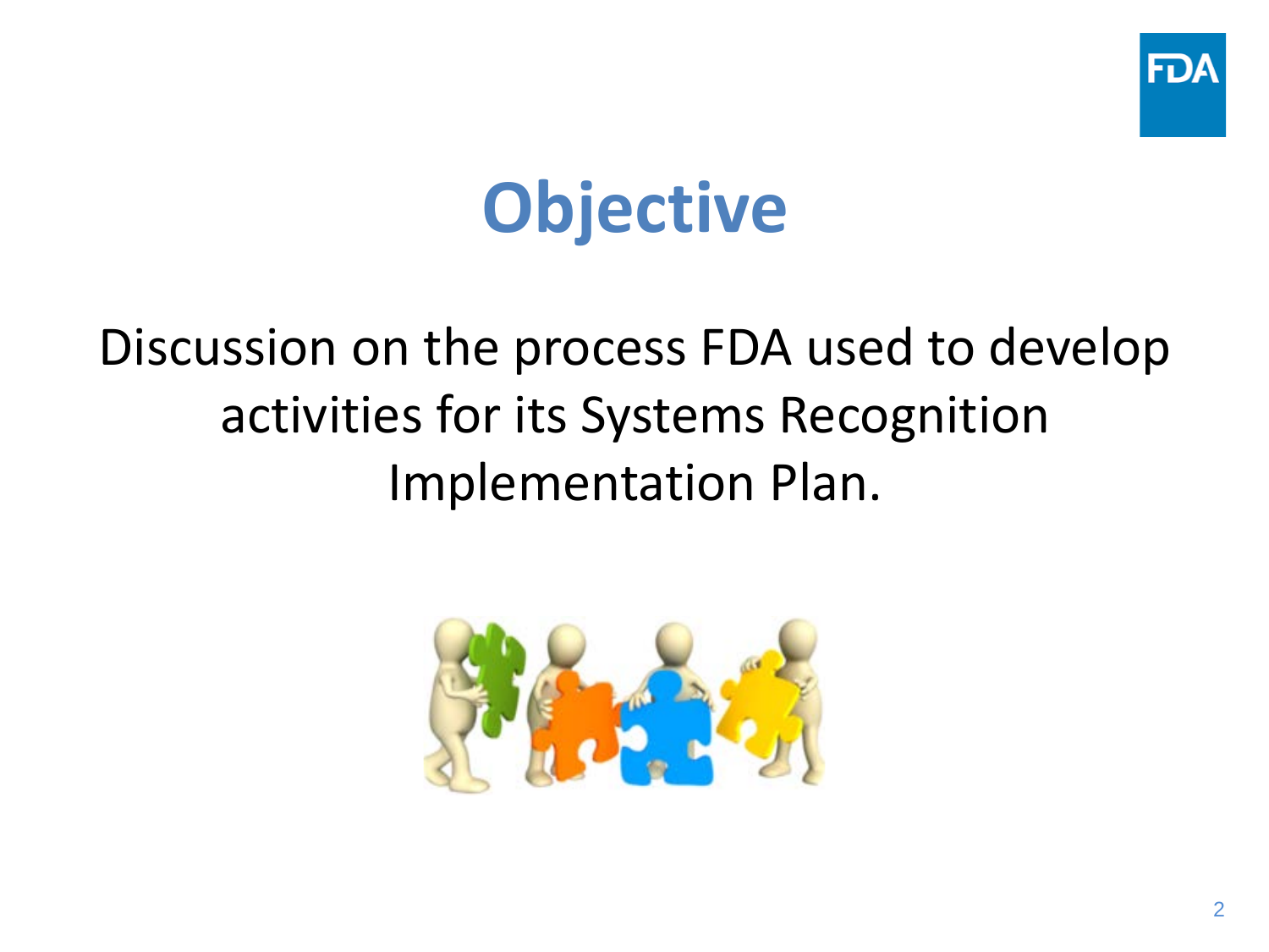# Objective

Discussion on the process FDA used to develop activities for its Systems Recognition Implementation Plan.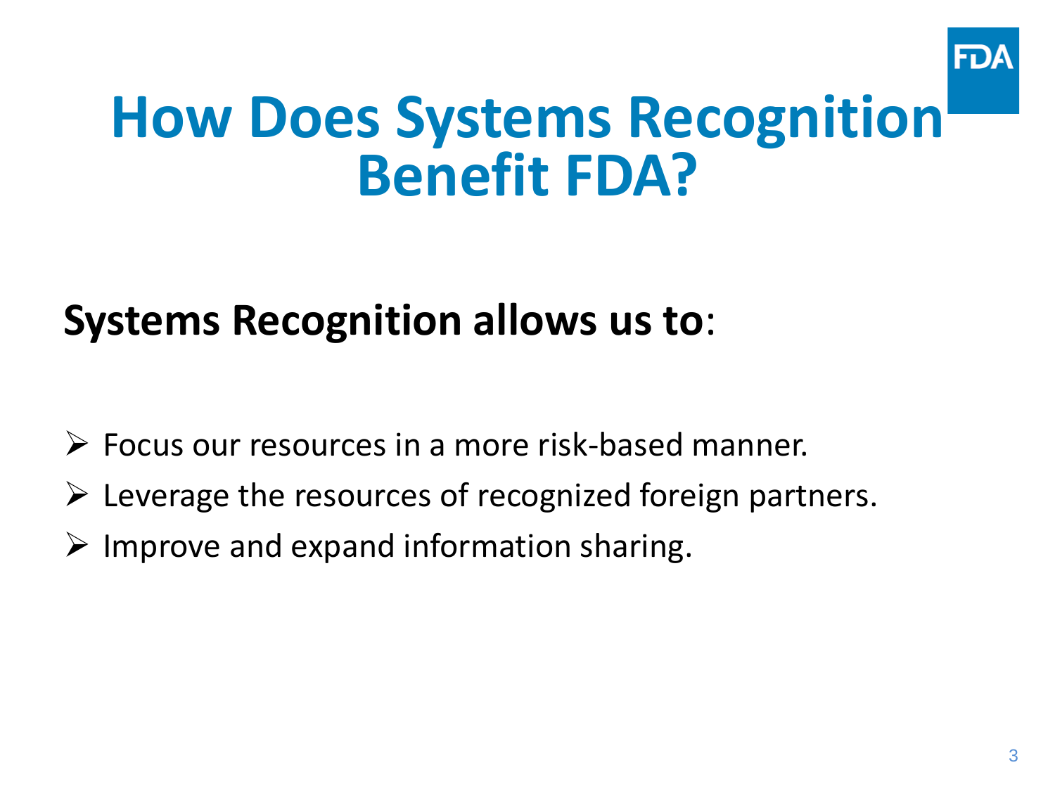# How Does Systems Recognition Benefit FDA?

**Systems Recognition allows us to**:

- Focus our resources in a more risk-based manner.
- Leverage the resources of recognized foreign partners.
- Improve and expand information sharing.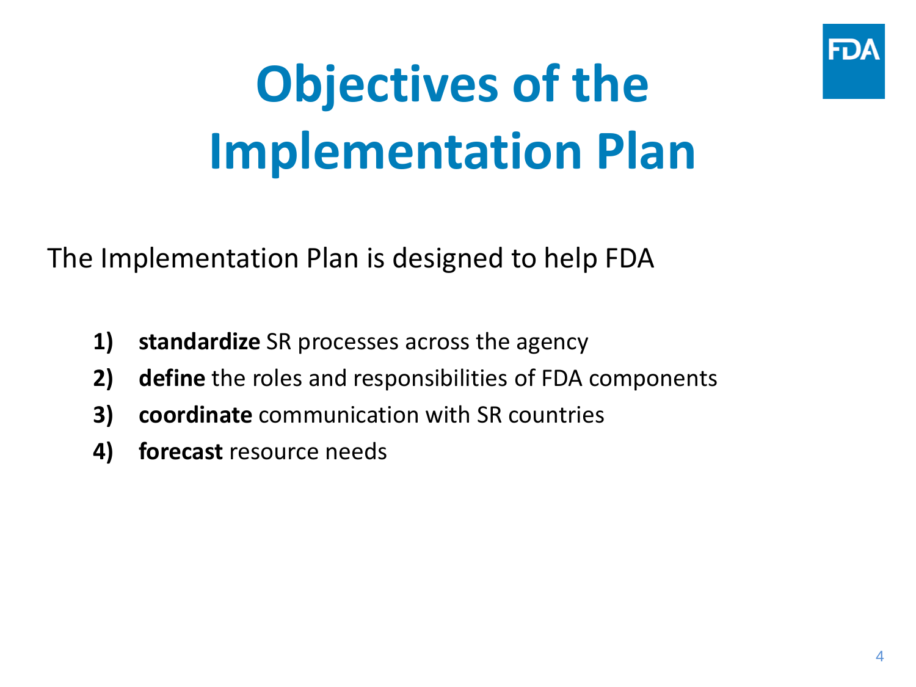# Objectives of the Implementation Plan

The Implementation Plan is designed to help FDA

1) **standardize** SR processes across the agency
2) **define** the roles and responsibilities of FDA components
3) **coordinate** communication with SR countries
4) **forecast** resource needs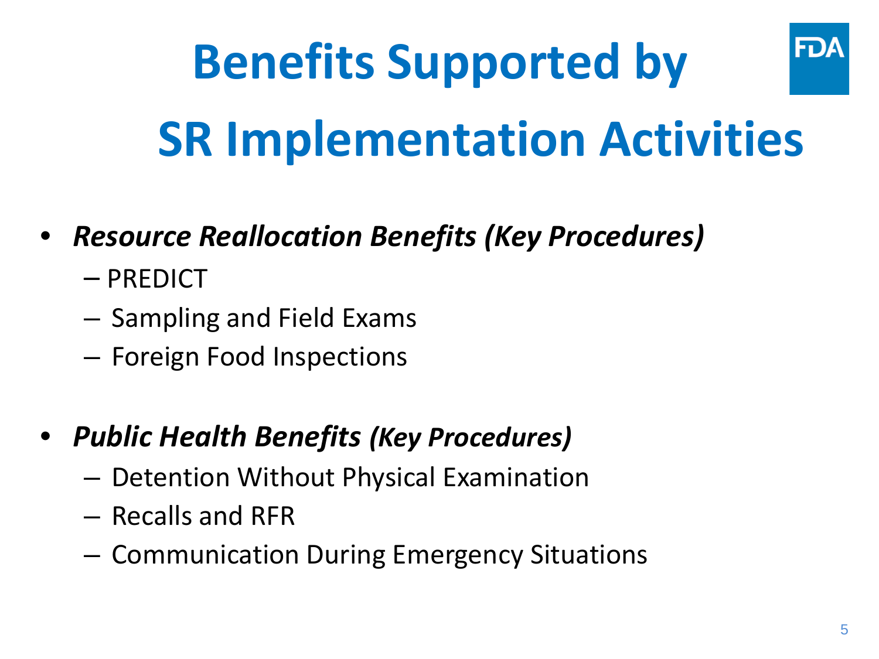# Benefits Supported by SR Implementation Activities

- ***Resource Reallocation Benefits (Key Procedures)***
  - PREDICT
  - Sampling and Field Exams
  - Foreign Food Inspections

- ***Public Health Benefits (Key Procedures)***
  - Detention Without Physical Examination
  - Recalls and RFR
  - Communication During Emergency Situations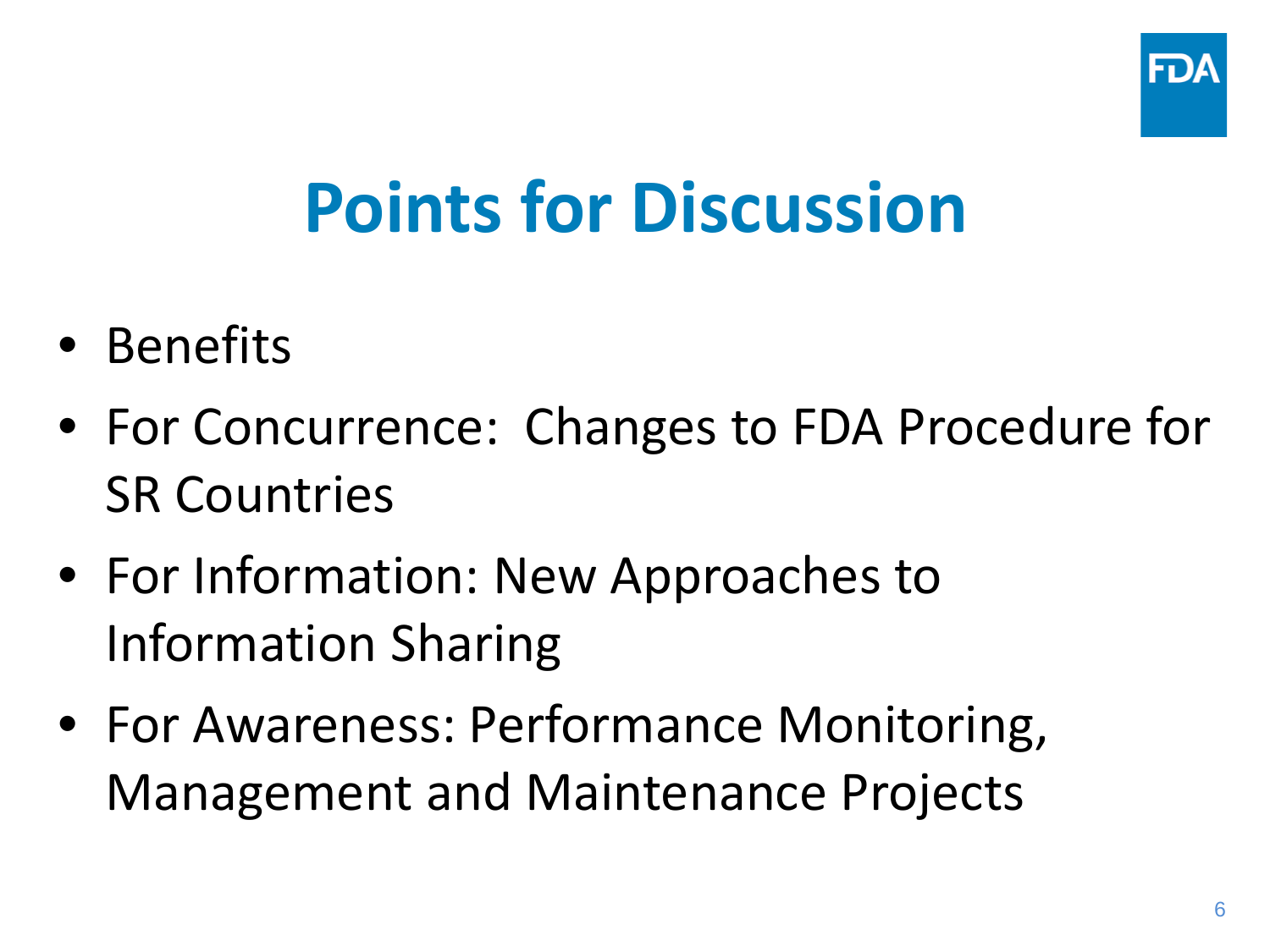# Points for Discussion

- Benefits
- For Concurrence: Changes to FDA Procedure for SR Countries
- For Information: New Approaches to Information Sharing
- For Awareness: Performance Monitoring, Management and Maintenance Projects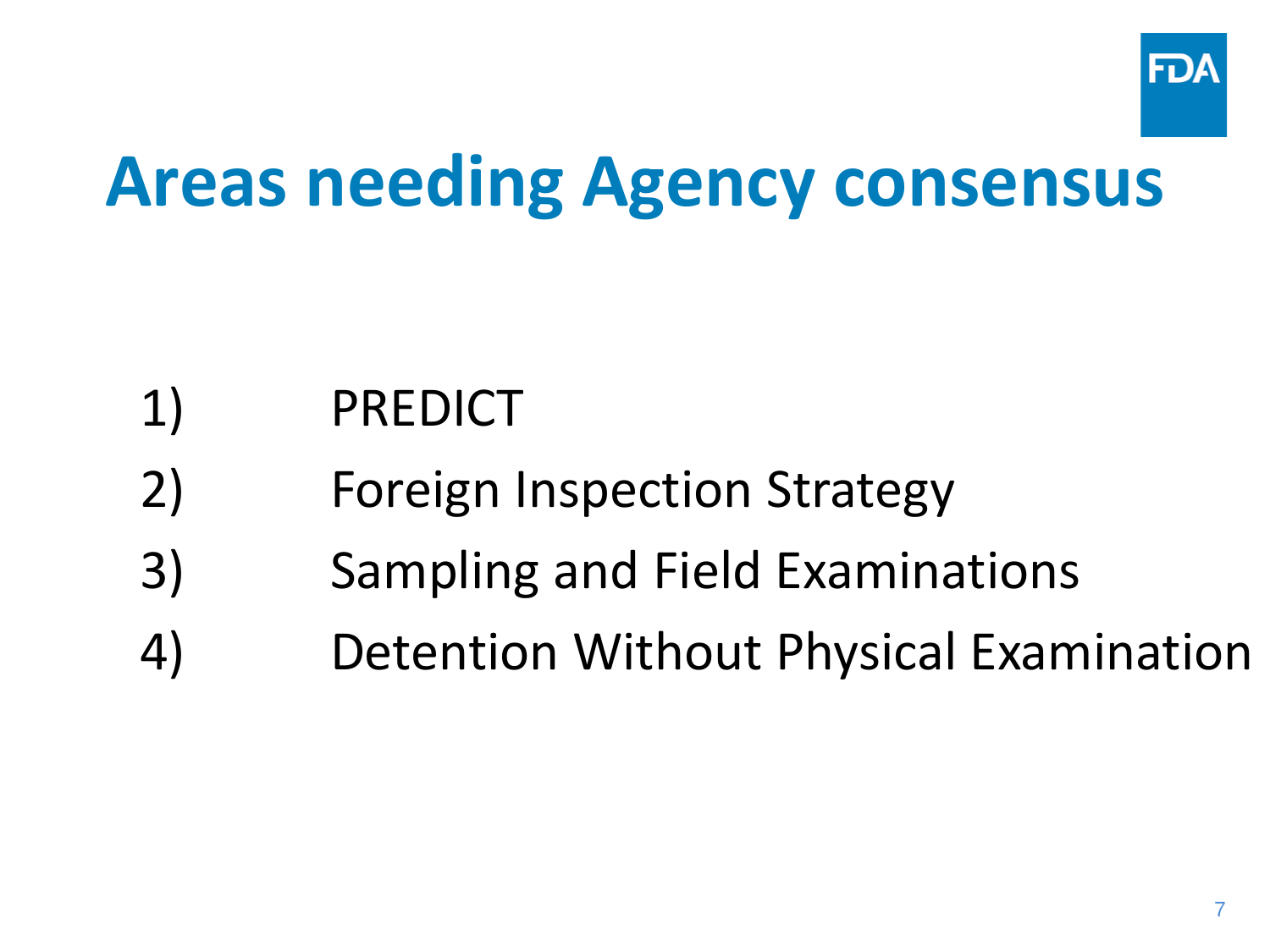# Areas needing Agency consensus

1) PREDICT
2) Foreign Inspection Strategy
3) Sampling and Field Examinations
4) Detention Without Physical Examination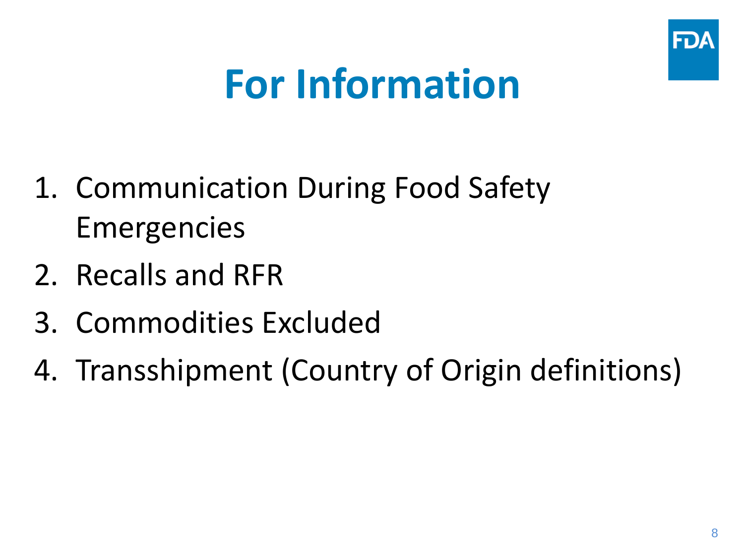# For Information

1. Communication During Food Safety Emergencies
2. Recalls and RFR
3. Commodities Excluded
4. Transshipment (Country of Origin definitions)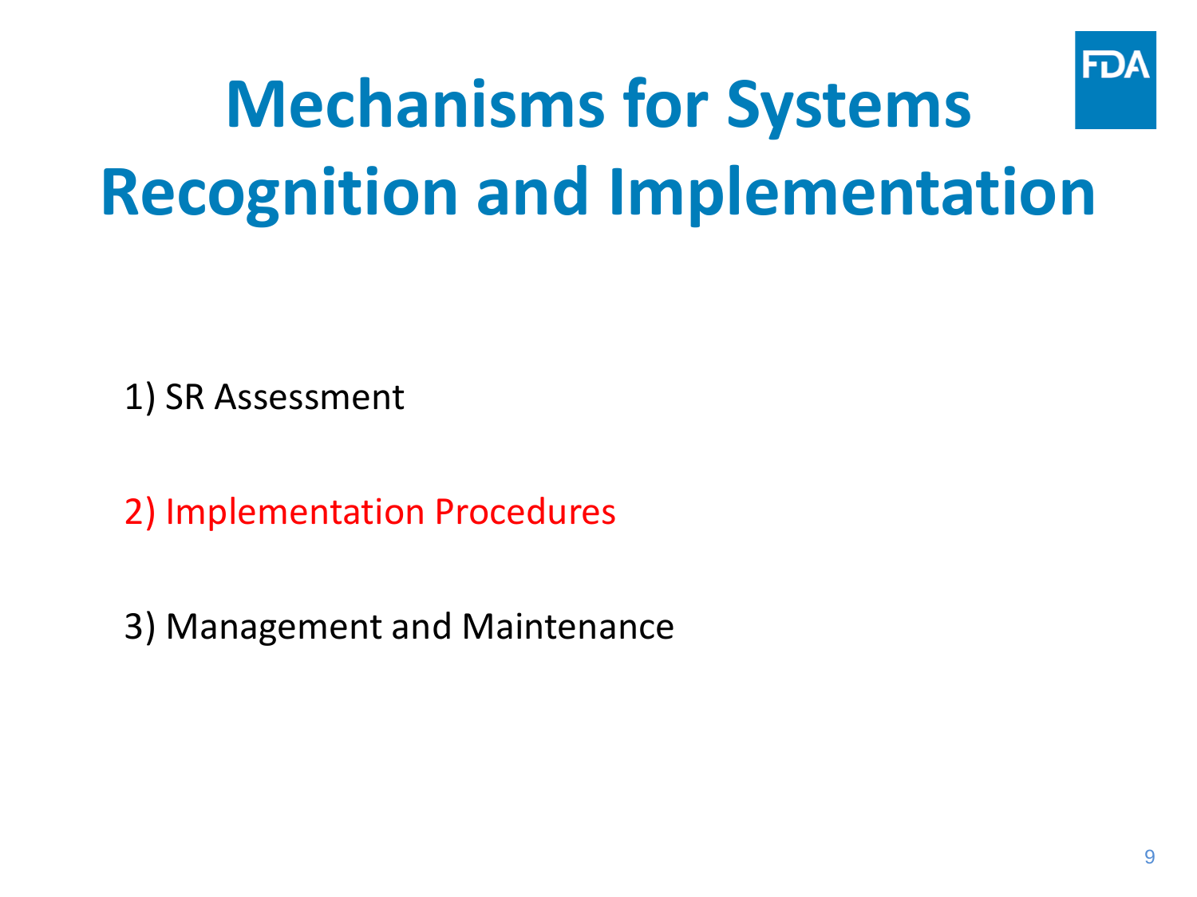# Mechanisms for Systems Recognition and Implementation

1) SR Assessment

2) Implementation Procedures

3) Management and Maintenance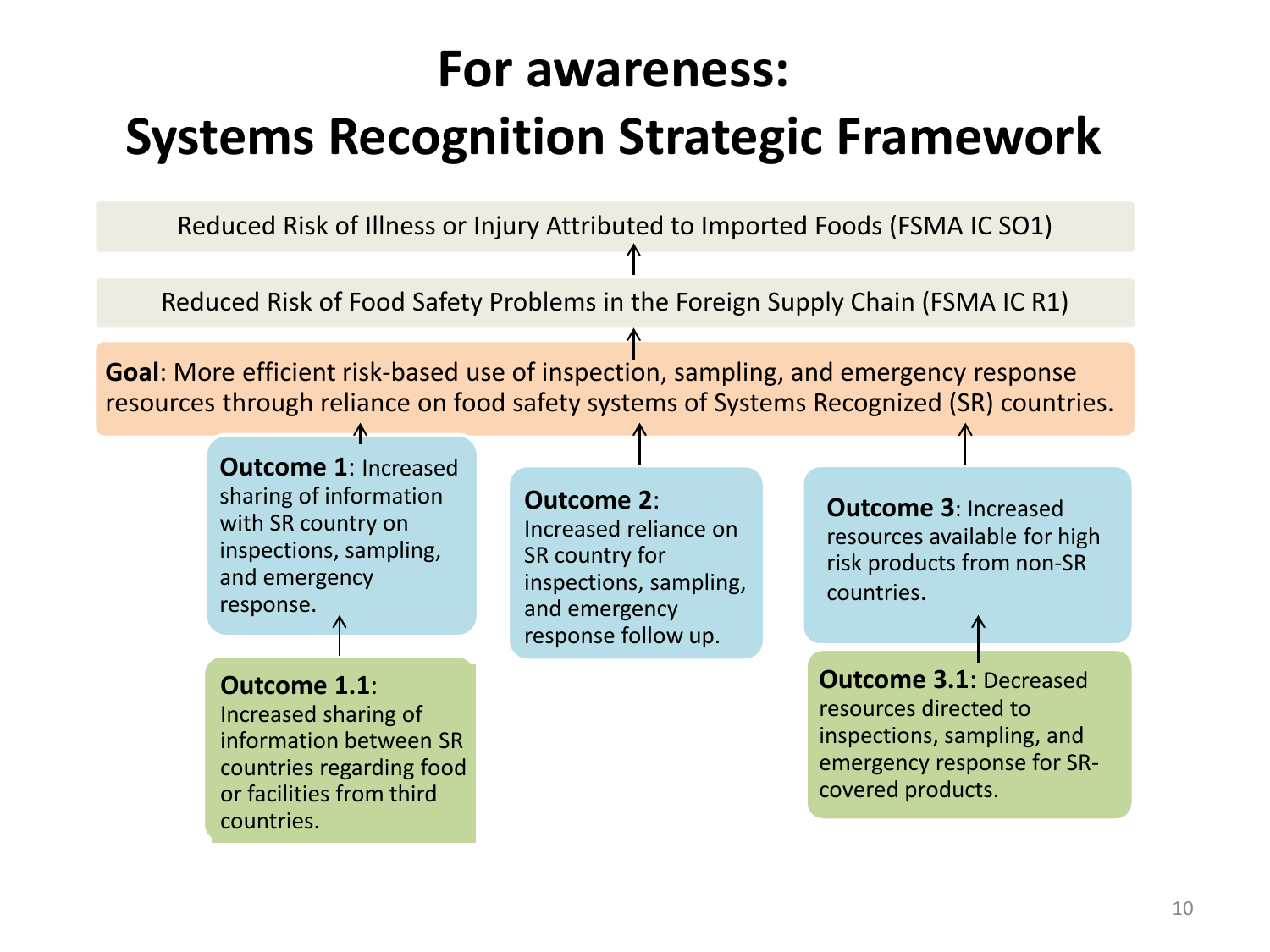# For awareness: Systems Recognition Strategic Framework

Reduced Risk of Illness or Injury Attributed to Imported Foods (FSMA IC SO1)

↑

Reduced Risk of Food Safety Problems in the Foreign Supply Chain (FSMA IC R1)

↑

**Goal**: More efficient risk-based use of inspection, sampling, and emergency response resources through reliance on food safety systems of Systems Recognized (SR) countries.

↑

**Outcome 1**: Increased sharing of information with SR country on inspections, sampling, and emergency response.

↑

**Outcome 1.1**: Increased sharing of information between SR countries regarding food or facilities from third countries.

**Outcome 2**: Increased reliance on SR country for inspections, sampling, and emergency response follow up.

**Outcome 3**: Increased resources available for high risk products from non-SR countries.

↑

**Outcome 3.1**: Decreased resources directed to inspections, sampling, and emergency response for SR-covered products.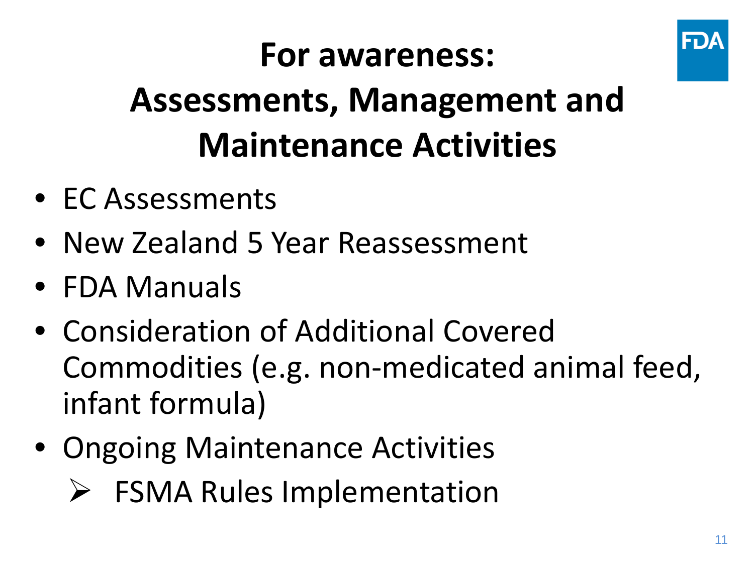# For awareness:
# Assessments, Management and Maintenance Activities

- EC Assessments
- New Zealand 5 Year Reassessment
- FDA Manuals
- Consideration of Additional Covered Commodities (e.g. non-medicated animal feed, infant formula)
- Ongoing Maintenance Activities
  - FSMA Rules Implementation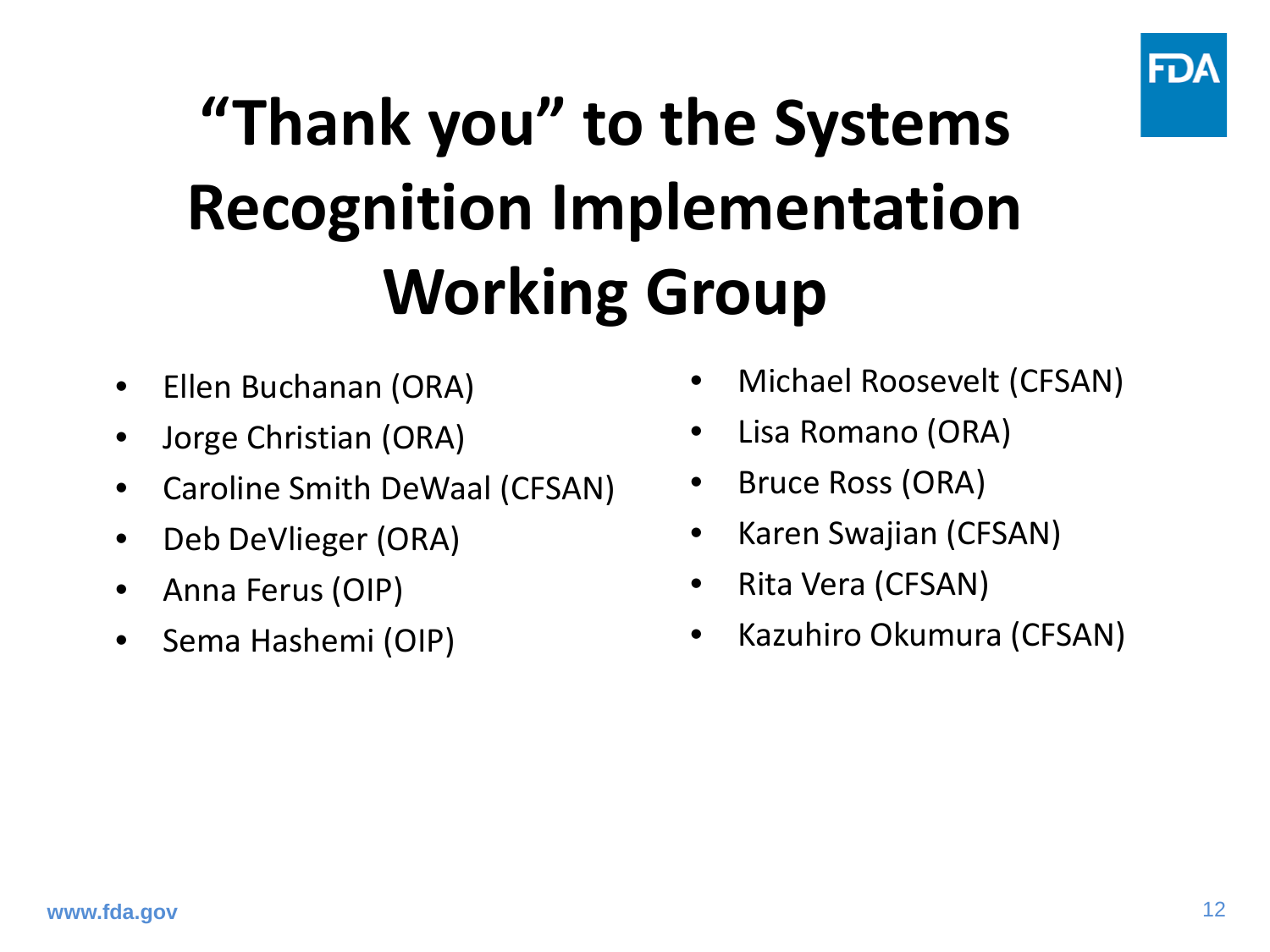# "Thank you" to the Systems Recognition Implementation Working Group

- Ellen Buchanan (ORA)
- Jorge Christian (ORA)
- Caroline Smith DeWaal (CFSAN)
- Deb DeVlieger (ORA)
- Anna Ferus (OIP)
- Sema Hashemi (OIP)
- Michael Roosevelt (CFSAN)
- Lisa Romano (ORA)
- Bruce Ross (ORA)
- Karen Swajian (CFSAN)
- Rita Vera (CFSAN)
- Kazuhiro Okumura (CFSAN)